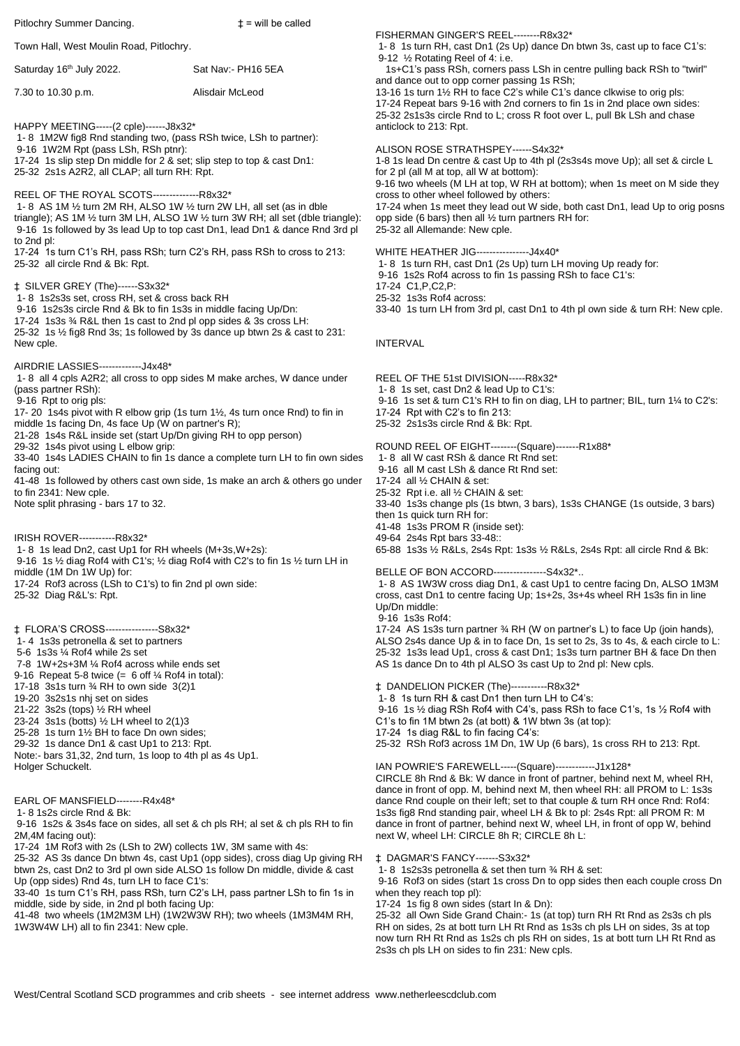Pitlochry Summer Dancing. ‡ = will be called

Town Hall, West Moulin Road, Pitlochry.

Saturday 16th July 2022. Sat Nav:- PH16 5EA

7.30 to 10.30 p.m. Alisdair McLeod

HAPPY MEETING-----(2 cple)------J8x32*
1- 8 1M2W fig8 Rnd standing two, (pass RSh twice, LSh to partner):
9-16 1W2M Rpt (pass LSh, RSh ptnr):
17-24 1s slip step Dn middle for 2 & set; slip step to top & cast Dn1:
25-32 2s1s A2R2, all CLAP; all turn RH: Rpt.

REEL OF THE ROYAL SCOTS--------------R8x32*
1- 8 AS 1M ½ turn 2M RH, ALSO 1W ½ turn 2W LH, all set (as in dble triangle); AS 1M ½ turn 3M LH, ALSO 1W ½ turn 3W RH; all set (dble triangle):
9-16 1s followed by 3s lead Up to top cast Dn1, lead Dn1 & dance Rnd 3rd pl to 2nd pl:
17-24 1s turn C1's RH, pass RSh; turn C2's RH, pass RSh to cross to 213:
25-32 all circle Rnd & Bk: Rpt.

‡ SILVER GREY (The)------S3x32*
1- 8 1s2s3s set, cross RH, set & cross back RH
9-16 1s2s3s circle Rnd & Bk to fin 1s3s in middle facing Up/Dn:
17-24 1s3s ¾ R&L then 1s cast to 2nd pl opp sides & 3s cross LH:
25-32 1s ½ fig8 Rnd 3s; 1s followed by 3s dance up btwn 2s & cast to 231: New cple.

AIRDRIE LASSIES-------------J4x48*
1- 8 all 4 cpls A2R2; all cross to opp sides M make arches, W dance under (pass partner RSh):
9-16 Rpt to orig pls:
17- 20 1s4s pivot with R elbow grip (1s turn 1½, 4s turn once Rnd) to fin in middle 1s facing Dn, 4s face Up (W on partner's R);
21-28 1s4s R&L inside set (start Up/Dn giving RH to opp person)
29-32 1s4s pivot using L elbow grip:
33-40 1s4s LADIES CHAIN to fin 1s dance a complete turn LH to fin own sides facing out:
41-48 1s followed by others cast own side, 1s make an arch & others go under to fin 2341: New cple.
Note split phrasing - bars 17 to 32.

IRISH ROVER-----------R8x32*
1- 8 1s lead Dn2, cast Up1 for RH wheels (M+3s,W+2s):
9-16 1s ½ diag Rof4 with C1's; ½ diag Rof4 with C2's to fin 1s ½ turn LH in middle (1M Dn 1W Up) for:
17-24 Rof3 across (LSh to C1's) to fin 2nd pl own side:
25-32 Diag R&L's: Rpt.

‡ FLORA'S CROSS----------------S8x32*
1- 4 1s3s petronella & set to partners
5-6 1s3s ¼ Rof4 while 2s set
7-8 1W+2s+3M ¼ Rof4 across while ends set
9-16 Repeat 5-8 twice (= 6 off ¼ Rof4 in total):
17-18 3s1s turn ¾ RH to own side 3(2)1
19-20 3s2s1s nhj set on sides
21-22 3s2s (tops) ½ RH wheel
23-24 3s1s (botts) ½ LH wheel to 2(1)3
25-28 1s turn 1½ BH to face Dn own sides;
29-32 1s dance Dn1 & cast Up1 to 213: Rpt.
Note:- bars 31,32, 2nd turn, 1s loop to 4th pl as 4s Up1.
Holger Schuckelt.

EARL OF MANSFIELD--------R4x48*
1- 8 1s2s circle Rnd & Bk:
9-16 1s2s & 3s4s face on sides, all set & ch pls RH; al set & ch pls RH to fin 2M,4M facing out):
17-24 1M Rof3 with 2s (LSh to 2W) collects 1W, 3M same with 4s:
25-32 AS 3s dance Dn btwn 4s, cast Up1 (opp sides), cross diag Up giving RH btwn 2s, cast Dn2 to 3rd pl own side ALSO 1s follow Dn middle, divide & cast Up (opp sides) Rnd 4s, turn LH to face C1's:
33-40 1s turn C1's RH, pass RSh, turn C2's LH, pass partner LSh to fin 1s in middle, side by side, in 2nd pl both facing Up:
41-48 two wheels (1M2M3M LH) (1W2W3W RH); two wheels (1M3M4M RH, 1W3W4W LH) all to fin 2341: New cple.

FISHERMAN GINGER'S REEL--------R8x32*
1- 8 1s turn RH, cast Dn1 (2s Up) dance Dn btwn 3s, cast up to face C1's:
9-12 ½ Rotating Reel of 4: i.e.
1s+C1's pass RSh, corners pass LSh in centre pulling back RSh to "twirl" and dance out to opp corner passing 1s RSh;
13-16 1s turn 1½ RH to face C2's while C1's dance clkwise to orig pls:
17-24 Repeat bars 9-16 with 2nd corners to fin 1s in 2nd place own sides:
25-32 2s1s3s circle Rnd to L; cross R foot over L, pull Bk LSh and chase anticlock to 213: Rpt.

ALISON ROSE STRATHSPEY------S4x32*
1-8 1s lead Dn centre & cast Up to 4th pl (2s3s4s move Up); all set & circle L for 2 pl (all M at top, all W at bottom):
9-16 two wheels (M LH at top, W RH at bottom); when 1s meet on M side they cross to other wheel followed by others:
17-24 when 1s meet they lead out W side, both cast Dn1, lead Up to orig posns opp side (6 bars) then all ½ turn partners RH for:
25-32 all Allemande: New cple.

WHITE HEATHER JIG----------------J4x40*
1- 8 1s turn RH, cast Dn1 (2s Up) turn LH moving Up ready for:
9-16 1s2s Rof4 across to fin 1s passing RSh to face C1's:
17-24 C1,P,C2,P:
25-32 1s3s Rof4 across:
33-40 1s turn LH from 3rd pl, cast Dn1 to 4th pl own side & turn RH: New cple.

INTERVAL

REEL OF THE 51st DIVISION-----R8x32*
1- 8 1s set, cast Dn2 & lead Up to C1's:
9-16 1s set & turn C1's RH to fin on diag, LH to partner; BIL, turn 1¼ to C2's:
17-24 Rpt with C2's to fin to 213:
25-32 2s1s3s circle Rnd & Bk: Rpt.

ROUND REEL OF EIGHT--------(Square)-------R1x88*
1- 8 all W cast RSh & dance Rt Rnd set:
9-16 all M cast LSh & dance Rt Rnd set:
17-24 all ½ CHAIN & set:
25-32 Rpt i.e. all ½ CHAIN & set:
33-40 1s3s change pls (1s btwn, 3 bars), 1s3s CHANGE (1s outside, 3 bars) then 1s quick turn RH for:
41-48 1s3s PROM R (inside set):
49-64 2s4s Rpt bars 33-48::
65-88 1s3s ½ R&Ls, 2s4s Rpt: 1s3s ½ R&Ls, 2s4s Rpt: all circle Rnd & Bk:

BELLE OF BON ACCORD----------------S4x32*..
1- 8 AS 1W3W cross diag Dn1, & cast Up1 to centre facing Dn, ALSO 1M3M cross, cast Dn1 to centre facing Up; 1s+2s, 3s+4s wheel RH 1s3s fin in line Up/Dn middle:
9-16 1s3s Rof4:
17-24 AS 1s3s turn partner ¾ RH (W on partner's L) to face Up (join hands), ALSO 2s4s dance Up & in to face Dn, 1s set to 2s, 3s to 4s, & each circle to L:
25-32 1s3s lead Up1, cross & cast Dn1; 1s3s turn partner BH & face Dn then AS 1s dance Dn to 4th pl ALSO 3s cast Up to 2nd pl: New cpls.

‡ DANDELION PICKER (The)-----------R8x32*
1- 8 1s turn RH & cast Dn1 then turn LH to C4's:
9-16 1s ½ diag RSh Rof4 with C4's, pass RSh to face C1's, 1s ½ Rof4 with C1's to fin 1M btwn 2s (at bott) & 1W btwn 3s (at top):
17-24 1s diag R&L to fin facing C4's:
25-32 RSh Rof3 across 1M Dn, 1W Up (6 bars), 1s cross RH to 213: Rpt.

IAN POWRIE'S FAREWELL-----(Square)------------J1x128*
CIRCLE 8h Rnd & Bk: W dance in front of partner, behind next M, wheel RH, dance in front of opp. M, behind next M, then wheel RH: all PROM to L: 1s3s dance Rnd couple on their left; set to that couple & turn RH once Rnd: Rof4: 1s3s fig8 Rnd standing pair, wheel LH & Bk to pl: 2s4s Rpt: all PROM R: M dance in front of partner, behind next W, wheel LH, in front of opp W, behind next W, wheel LH: CIRCLE 8h R; CIRCLE 8h L:

‡ DAGMAR'S FANCY-------S3x32*
1- 8 1s2s3s petronella & set then turn ¾ RH & set:
9-16 Rof3 on sides (start 1s cross Dn to opp sides then each couple cross Dn when they reach top pl):
17-24 1s fig 8 own sides (start In & Dn):
25-32 all Own Side Grand Chain:- 1s (at top) turn RH Rt Rnd as 2s3s ch pls RH on sides, 2s at bott turn LH Rt Rnd as 1s3s ch pls LH on sides, 3s at top now turn RH Rt Rnd as 1s2s ch pls RH on sides, 1s at bott turn LH Rt Rnd as 2s3s ch pls LH on sides to fin 231: New cpls.

West/Central Scotland SCD programmes and crib sheets - see internet address www.netherleescdclub.com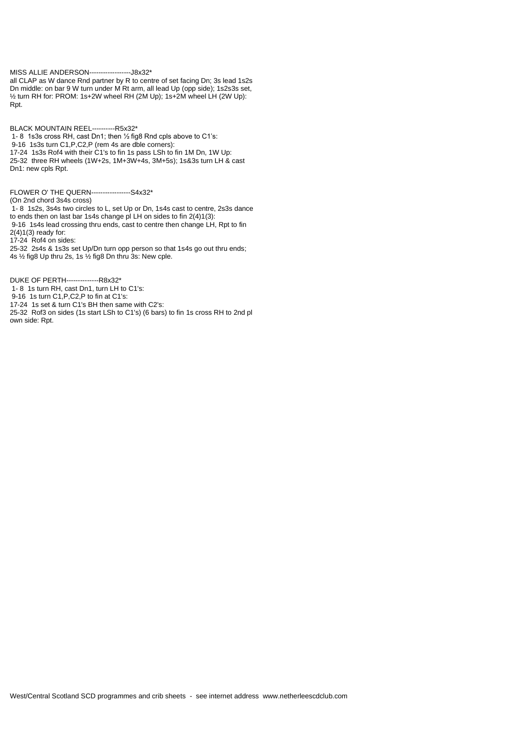MISS ALLIE ANDERSON------------------J8x32*
all CLAP as W dance Rnd partner by R to centre of set facing Dn; 3s lead 1s2s Dn middle: on bar 9 W turn under M Rt arm, all lead Up (opp side); 1s2s3s set, ½ turn RH for: PROM: 1s+2W wheel RH (2M Up); 1s+2M wheel LH (2W Up): Rpt.

BLACK MOUNTAIN REEL----------R5x32*
1- 8  1s3s cross RH, cast Dn1; then ½ fig8 Rnd cpls above to C1's:
9-16  1s3s turn C1,P,C2,P (rem 4s are dble corners):
17-24  1s3s Rof4 with their C1's to fin 1s pass LSh to fin 1M Dn, 1W Up:
25-32  three RH wheels (1W+2s, 1M+3W+4s, 3M+5s); 1s&3s turn LH & cast Dn1: new cpls Rpt.

FLOWER O' THE QUERN-----------------S4x32*
(On 2nd chord 3s4s cross)
1- 8  1s2s, 3s4s two circles to L, set Up or Dn, 1s4s cast to centre, 2s3s dance to ends then on last bar 1s4s change pl LH on sides to fin 2(4)1(3):
9-16  1s4s lead crossing thru ends, cast to centre then change LH, Rpt to fin 2(4)1(3) ready for:
17-24  Rof4 on sides:
25-32  2s4s & 1s3s set Up/Dn turn opp person so that 1s4s go out thru ends; 4s ½ fig8 Up thru 2s, 1s ½ fig8 Dn thru 3s: New cple.

DUKE OF PERTH--------------R8x32*
1- 8  1s turn RH, cast Dn1, turn LH to C1's:
9-16  1s turn C1,P,C2,P to fin at C1's:
17-24  1s set & turn C1's BH then same with C2's:
25-32  Rof3 on sides (1s start LSh to C1's) (6 bars) to fin 1s cross RH to 2nd pl own side: Rpt.

West/Central Scotland SCD programmes and crib sheets  -  see internet address  www.netherleescdclub.com